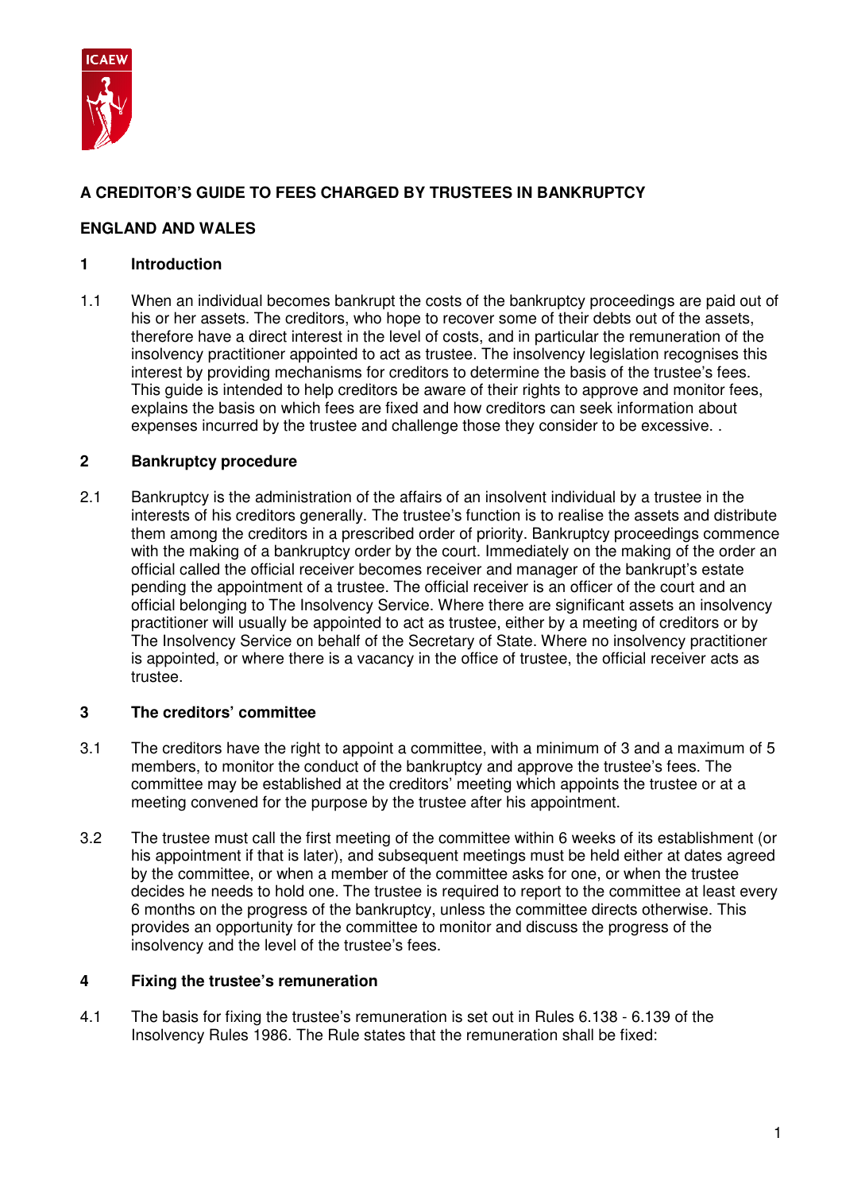## A CREDITOR'S GUIDE TO FEES CHARGED BY TRUSTEES IN BANKRUPTCY

## ENGLAND AND WALES

### 1 Introduction

1.1 When an individual becomes bankrupt the costs of the bankruptcy proceedings are paid out of his or her assets. The creditors, who hope to recover some of their debts out of the assets, therefore have a direct interest in the level of costs, and in particular the remuneration of the insolvency practitioner appointed to act as trustee. The insolvency legislation recognises this interest by providing mechanisms for creditors to determine the basis of the trustee's fees. This guide is intended to help creditors be aware of their rights to approve and monitor fees, explains the basis on which fees are fixed and how creditors can seek information about expenses incurred by the trustee and challenge those they consider to be excessive. .

### 2 Bankruptcy procedure

2.1 Bankruptcy is the administration of the affairs of an insolvent individual by a trustee in the interests of his creditors generally. The trustee's function is to realise the assets and distribute them among the creditors in a prescribed order of priority. Bankruptcy proceedings commence with the making of a bankruptcy order by the court. Immediately on the making of the order an official called the official receiver becomes receiver and manager of the bankrupt's estate pending the appointment of a trustee. The official receiver is an officer of the court and an official belonging to The Insolvency Service. Where there are significant assets an insolvency practitioner will usually be appointed to act as trustee, either by a meeting of creditors or by The Insolvency Service on behalf of the Secretary of State. Where no insolvency practitioner is appointed, or where there is a vacancy in the office of trustee, the official receiver acts as trustee.

### 3 The creditors' committee

3.1 The creditors have the right to appoint a committee, with a minimum of 3 and a maximum of 5 members, to monitor the conduct of the bankruptcy and approve the trustee's fees. The committee may be established at the creditors' meeting which appoints the trustee or at a meeting convened for the purpose by the trustee after his appointment.

3.2 The trustee must call the first meeting of the committee within 6 weeks of its establishment (or his appointment if that is later), and subsequent meetings must be held either at dates agreed by the committee, or when a member of the committee asks for one, or when the trustee decides he needs to hold one. The trustee is required to report to the committee at least every 6 months on the progress of the bankruptcy, unless the committee directs otherwise. This provides an opportunity for the committee to monitor and discuss the progress of the insolvency and the level of the trustee's fees.

### 4 Fixing the trustee's remuneration

4.1 The basis for fixing the trustee's remuneration is set out in Rules 6.138 - 6.139 of the Insolvency Rules 1986. The Rule states that the remuneration shall be fixed: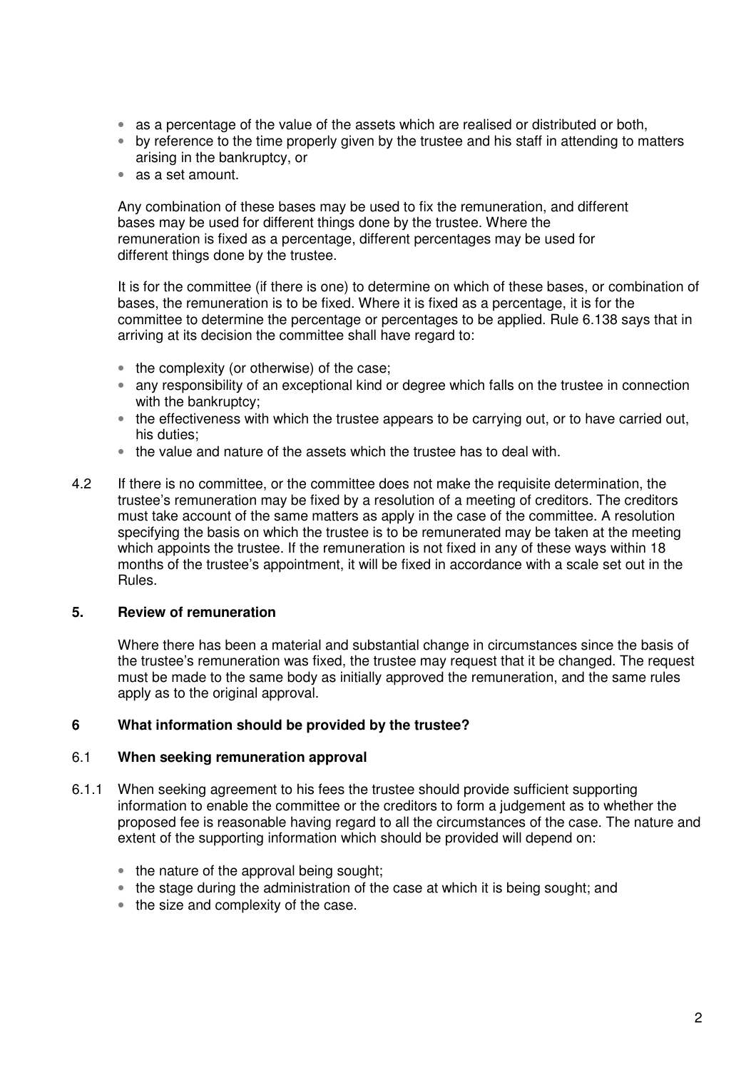- as a percentage of the value of the assets which are realised or distributed or both,
- by reference to the time properly given by the trustee and his staff in attending to matters arising in the bankruptcy, or
- as a set amount.

Any combination of these bases may be used to fix the remuneration, and different bases may be used for different things done by the trustee. Where the remuneration is fixed as a percentage, different percentages may be used for different things done by the trustee.

It is for the committee (if there is one) to determine on which of these bases, or combination of bases, the remuneration is to be fixed. Where it is fixed as a percentage, it is for the committee to determine the percentage or percentages to be applied. Rule 6.138 says that in arriving at its decision the committee shall have regard to:

- the complexity (or otherwise) of the case;
- any responsibility of an exceptional kind or degree which falls on the trustee in connection with the bankruptcy;
- the effectiveness with which the trustee appears to be carrying out, or to have carried out, his duties;
- the value and nature of the assets which the trustee has to deal with.

4.2 If there is no committee, or the committee does not make the requisite determination, the trustee's remuneration may be fixed by a resolution of a meeting of creditors. The creditors must take account of the same matters as apply in the case of the committee. A resolution specifying the basis on which the trustee is to be remunerated may be taken at the meeting which appoints the trustee. If the remuneration is not fixed in any of these ways within 18 months of the trustee's appointment, it will be fixed in accordance with a scale set out in the Rules.

## 5. Review of remuneration

Where there has been a material and substantial change in circumstances since the basis of the trustee's remuneration was fixed, the trustee may request that it be changed. The request must be made to the same body as initially approved the remuneration, and the same rules apply as to the original approval.

## 6 What information should be provided by the trustee?

### 6.1 When seeking remuneration approval

6.1.1 When seeking agreement to his fees the trustee should provide sufficient supporting information to enable the committee or the creditors to form a judgement as to whether the proposed fee is reasonable having regard to all the circumstances of the case. The nature and extent of the supporting information which should be provided will depend on:

- the nature of the approval being sought;
- the stage during the administration of the case at which it is being sought; and
- the size and complexity of the case.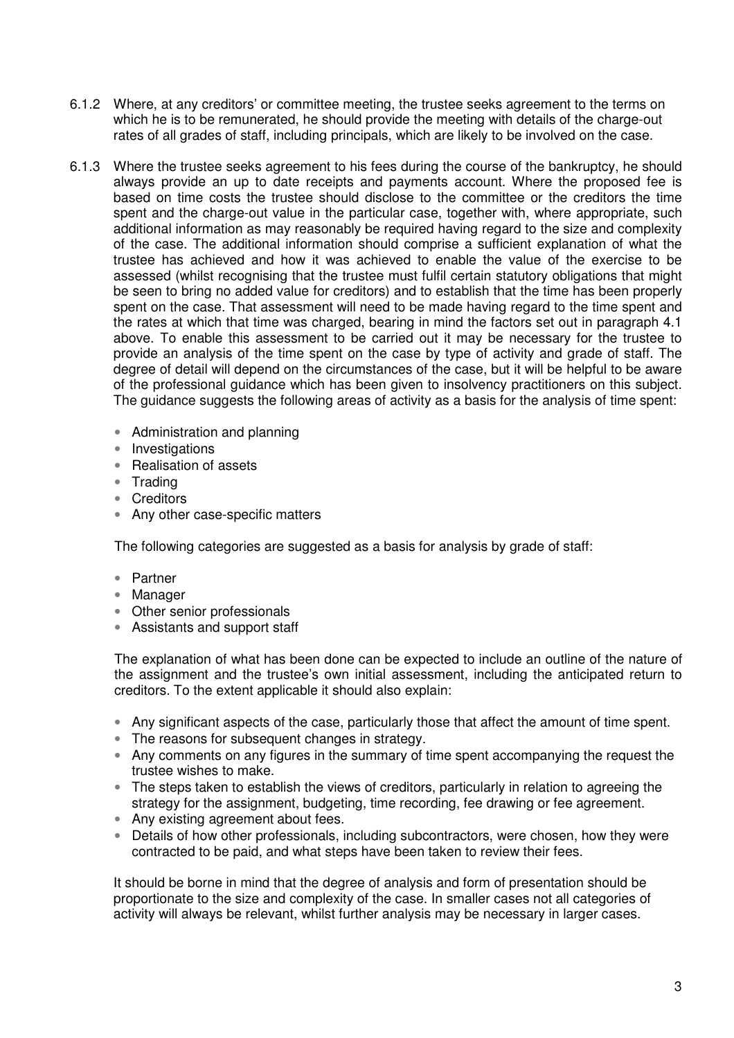6.1.2 Where, at any creditors' or committee meeting, the trustee seeks agreement to the terms on which he is to be remunerated, he should provide the meeting with details of the charge-out rates of all grades of staff, including principals, which are likely to be involved on the case.

6.1.3 Where the trustee seeks agreement to his fees during the course of the bankruptcy, he should always provide an up to date receipts and payments account. Where the proposed fee is based on time costs the trustee should disclose to the committee or the creditors the time spent and the charge-out value in the particular case, together with, where appropriate, such additional information as may reasonably be required having regard to the size and complexity of the case. The additional information should comprise a sufficient explanation of what the trustee has achieved and how it was achieved to enable the value of the exercise to be assessed (whilst recognising that the trustee must fulfil certain statutory obligations that might be seen to bring no added value for creditors) and to establish that the time has been properly spent on the case. That assessment will need to be made having regard to the time spent and the rates at which that time was charged, bearing in mind the factors set out in paragraph 4.1 above. To enable this assessment to be carried out it may be necessary for the trustee to provide an analysis of the time spent on the case by type of activity and grade of staff. The degree of detail will depend on the circumstances of the case, but it will be helpful to be aware of the professional guidance which has been given to insolvency practitioners on this subject. The guidance suggests the following areas of activity as a basis for the analysis of time spent:

- Administration and planning
- Investigations
- Realisation of assets
- Trading
- Creditors
- Any other case-specific matters

The following categories are suggested as a basis for analysis by grade of staff:

- Partner
- Manager
- Other senior professionals
- Assistants and support staff

The explanation of what has been done can be expected to include an outline of the nature of the assignment and the trustee's own initial assessment, including the anticipated return to creditors. To the extent applicable it should also explain:

- Any significant aspects of the case, particularly those that affect the amount of time spent.
- The reasons for subsequent changes in strategy.
- Any comments on any figures in the summary of time spent accompanying the request the trustee wishes to make.
- The steps taken to establish the views of creditors, particularly in relation to agreeing the strategy for the assignment, budgeting, time recording, fee drawing or fee agreement.
- Any existing agreement about fees.
- Details of how other professionals, including subcontractors, were chosen, how they were contracted to be paid, and what steps have been taken to review their fees.

It should be borne in mind that the degree of analysis and form of presentation should be proportionate to the size and complexity of the case. In smaller cases not all categories of activity will always be relevant, whilst further analysis may be necessary in larger cases.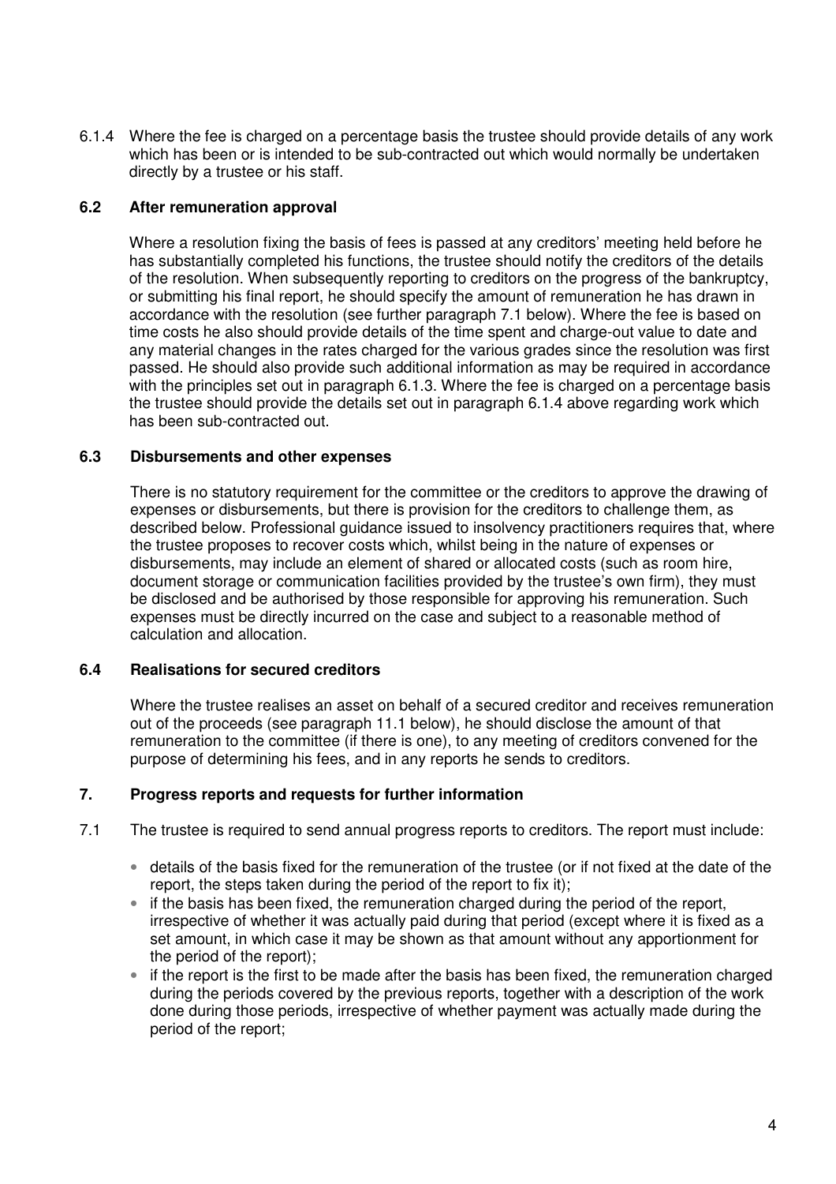6.1.4 Where the fee is charged on a percentage basis the trustee should provide details of any work which has been or is intended to be sub-contracted out which would normally be undertaken directly by a trustee or his staff.

### 6.2 After remuneration approval

Where a resolution fixing the basis of fees is passed at any creditors' meeting held before he has substantially completed his functions, the trustee should notify the creditors of the details of the resolution. When subsequently reporting to creditors on the progress of the bankruptcy, or submitting his final report, he should specify the amount of remuneration he has drawn in accordance with the resolution (see further paragraph 7.1 below). Where the fee is based on time costs he also should provide details of the time spent and charge-out value to date and any material changes in the rates charged for the various grades since the resolution was first passed. He should also provide such additional information as may be required in accordance with the principles set out in paragraph 6.1.3. Where the fee is charged on a percentage basis the trustee should provide the details set out in paragraph 6.1.4 above regarding work which has been sub-contracted out.

### 6.3 Disbursements and other expenses

There is no statutory requirement for the committee or the creditors to approve the drawing of expenses or disbursements, but there is provision for the creditors to challenge them, as described below. Professional guidance issued to insolvency practitioners requires that, where the trustee proposes to recover costs which, whilst being in the nature of expenses or disbursements, may include an element of shared or allocated costs (such as room hire, document storage or communication facilities provided by the trustee's own firm), they must be disclosed and be authorised by those responsible for approving his remuneration. Such expenses must be directly incurred on the case and subject to a reasonable method of calculation and allocation.

### 6.4 Realisations for secured creditors

Where the trustee realises an asset on behalf of a secured creditor and receives remuneration out of the proceeds (see paragraph 11.1 below), he should disclose the amount of that remuneration to the committee (if there is one), to any meeting of creditors convened for the purpose of determining his fees, and in any reports he sends to creditors.

## 7. Progress reports and requests for further information

7.1 The trustee is required to send annual progress reports to creditors. The report must include:

- details of the basis fixed for the remuneration of the trustee (or if not fixed at the date of the report, the steps taken during the period of the report to fix it);
- if the basis has been fixed, the remuneration charged during the period of the report, irrespective of whether it was actually paid during that period (except where it is fixed as a set amount, in which case it may be shown as that amount without any apportionment for the period of the report);
- if the report is the first to be made after the basis has been fixed, the remuneration charged during the periods covered by the previous reports, together with a description of the work done during those periods, irrespective of whether payment was actually made during the period of the report;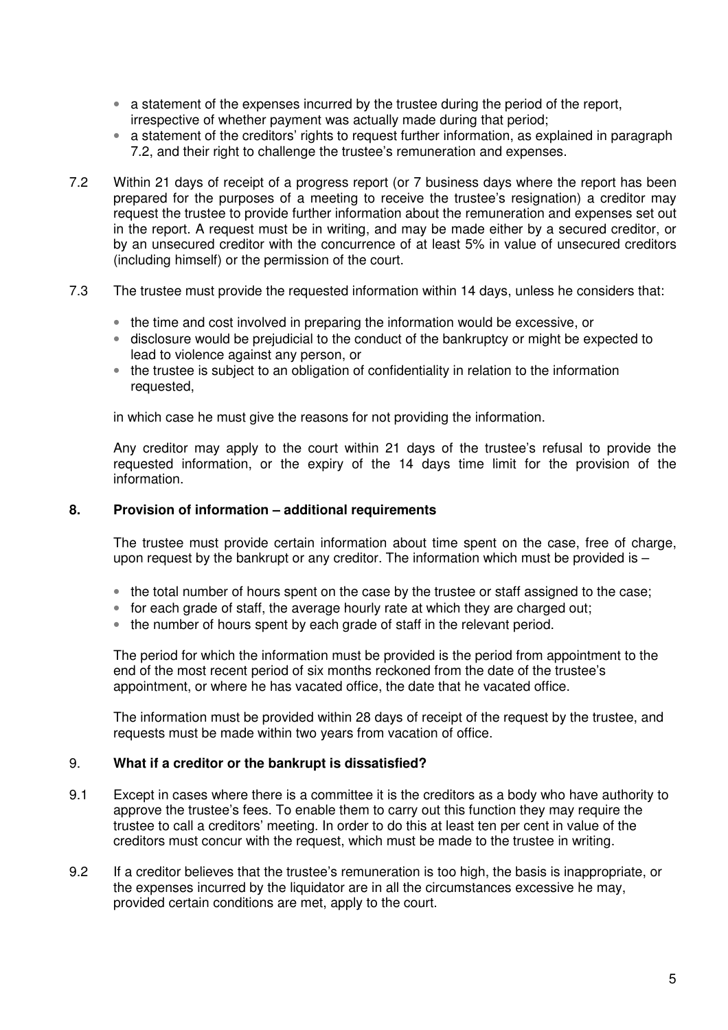- a statement of the expenses incurred by the trustee during the period of the report, irrespective of whether payment was actually made during that period;
- a statement of the creditors' rights to request further information, as explained in paragraph 7.2, and their right to challenge the trustee's remuneration and expenses.

7.2 Within 21 days of receipt of a progress report (or 7 business days where the report has been prepared for the purposes of a meeting to receive the trustee's resignation) a creditor may request the trustee to provide further information about the remuneration and expenses set out in the report. A request must be in writing, and may be made either by a secured creditor, or by an unsecured creditor with the concurrence of at least 5% in value of unsecured creditors (including himself) or the permission of the court.

7.3 The trustee must provide the requested information within 14 days, unless he considers that:

- the time and cost involved in preparing the information would be excessive, or
- disclosure would be prejudicial to the conduct of the bankruptcy or might be expected to lead to violence against any person, or
- the trustee is subject to an obligation of confidentiality in relation to the information requested,

in which case he must give the reasons for not providing the information.

Any creditor may apply to the court within 21 days of the trustee's refusal to provide the requested information, or the expiry of the 14 days time limit for the provision of the information.

## 8. Provision of information – additional requirements

The trustee must provide certain information about time spent on the case, free of charge, upon request by the bankrupt or any creditor. The information which must be provided is –

- the total number of hours spent on the case by the trustee or staff assigned to the case;
- for each grade of staff, the average hourly rate at which they are charged out;
- the number of hours spent by each grade of staff in the relevant period.

The period for which the information must be provided is the period from appointment to the end of the most recent period of six months reckoned from the date of the trustee's appointment, or where he has vacated office, the date that he vacated office.

The information must be provided within 28 days of receipt of the request by the trustee, and requests must be made within two years from vacation of office.

## 9. What if a creditor or the bankrupt is dissatisfied?

9.1 Except in cases where there is a committee it is the creditors as a body who have authority to approve the trustee's fees. To enable them to carry out this function they may require the trustee to call a creditors' meeting. In order to do this at least ten per cent in value of the creditors must concur with the request, which must be made to the trustee in writing.

9.2 If a creditor believes that the trustee's remuneration is too high, the basis is inappropriate, or the expenses incurred by the liquidator are in all the circumstances excessive he may, provided certain conditions are met, apply to the court.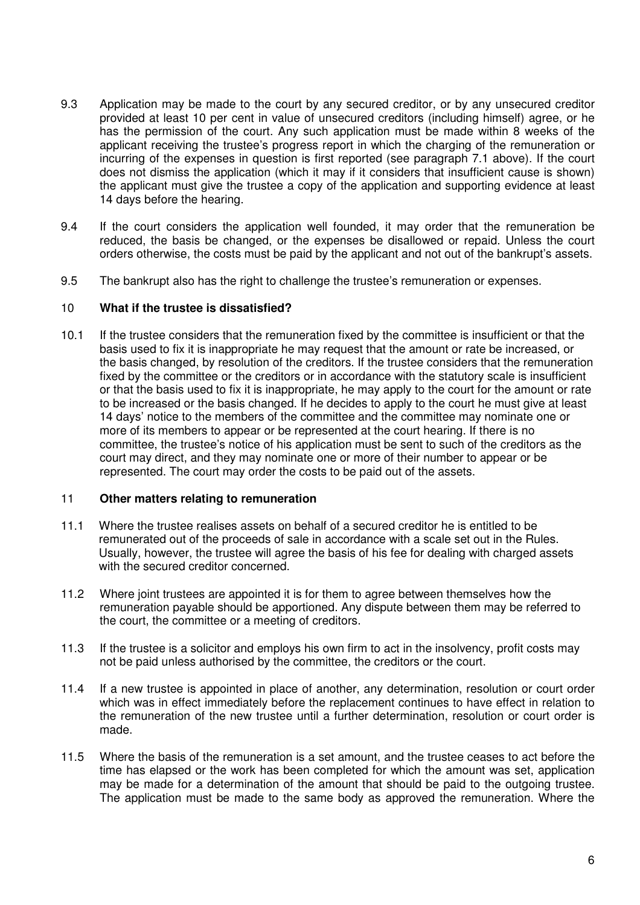9.3 Application may be made to the court by any secured creditor, or by any unsecured creditor provided at least 10 per cent in value of unsecured creditors (including himself) agree, or he has the permission of the court. Any such application must be made within 8 weeks of the applicant receiving the trustee's progress report in which the charging of the remuneration or incurring of the expenses in question is first reported (see paragraph 7.1 above). If the court does not dismiss the application (which it may if it considers that insufficient cause is shown) the applicant must give the trustee a copy of the application and supporting evidence at least 14 days before the hearing.

9.4 If the court considers the application well founded, it may order that the remuneration be reduced, the basis be changed, or the expenses be disallowed or repaid. Unless the court orders otherwise, the costs must be paid by the applicant and not out of the bankrupt's assets.

9.5 The bankrupt also has the right to challenge the trustee's remuneration or expenses.

## 10 What if the trustee is dissatisfied?

10.1 If the trustee considers that the remuneration fixed by the committee is insufficient or that the basis used to fix it is inappropriate he may request that the amount or rate be increased, or the basis changed, by resolution of the creditors. If the trustee considers that the remuneration fixed by the committee or the creditors or in accordance with the statutory scale is insufficient or that the basis used to fix it is inappropriate, he may apply to the court for the amount or rate to be increased or the basis changed. If he decides to apply to the court he must give at least 14 days' notice to the members of the committee and the committee may nominate one or more of its members to appear or be represented at the court hearing. If there is no committee, the trustee's notice of his application must be sent to such of the creditors as the court may direct, and they may nominate one or more of their number to appear or be represented. The court may order the costs to be paid out of the assets.

## 11 Other matters relating to remuneration

11.1 Where the trustee realises assets on behalf of a secured creditor he is entitled to be remunerated out of the proceeds of sale in accordance with a scale set out in the Rules. Usually, however, the trustee will agree the basis of his fee for dealing with charged assets with the secured creditor concerned.

11.2 Where joint trustees are appointed it is for them to agree between themselves how the remuneration payable should be apportioned. Any dispute between them may be referred to the court, the committee or a meeting of creditors.

11.3 If the trustee is a solicitor and employs his own firm to act in the insolvency, profit costs may not be paid unless authorised by the committee, the creditors or the court.

11.4 If a new trustee is appointed in place of another, any determination, resolution or court order which was in effect immediately before the replacement continues to have effect in relation to the remuneration of the new trustee until a further determination, resolution or court order is made.

11.5 Where the basis of the remuneration is a set amount, and the trustee ceases to act before the time has elapsed or the work has been completed for which the amount was set, application may be made for a determination of the amount that should be paid to the outgoing trustee. The application must be made to the same body as approved the remuneration. Where the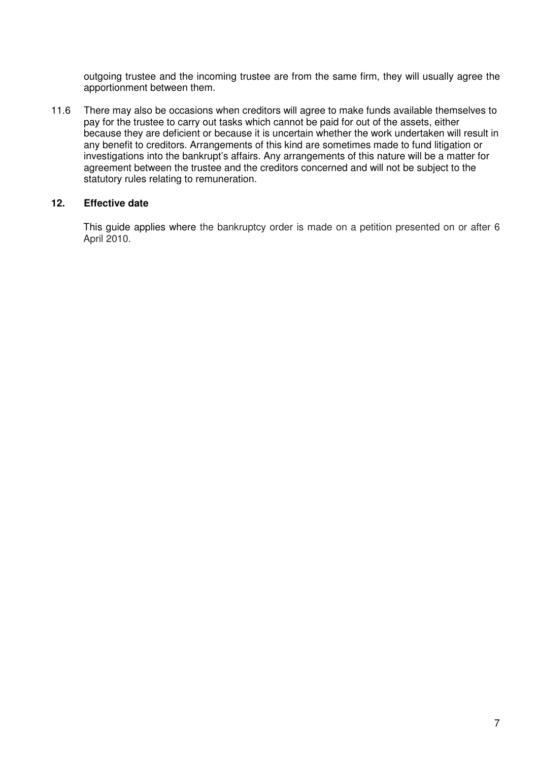outgoing trustee and the incoming trustee are from the same firm, they will usually agree the apportionment between them.

11.6 There may also be occasions when creditors will agree to make funds available themselves to pay for the trustee to carry out tasks which cannot be paid for out of the assets, either because they are deficient or because it is uncertain whether the work undertaken will result in any benefit to creditors. Arrangements of this kind are sometimes made to fund litigation or investigations into the bankrupt's affairs. Any arrangements of this nature will be a matter for agreement between the trustee and the creditors concerned and will not be subject to the statutory rules relating to remuneration.

## 12. Effective date

This guide applies where the bankruptcy order is made on a petition presented on or after 6 April 2010.